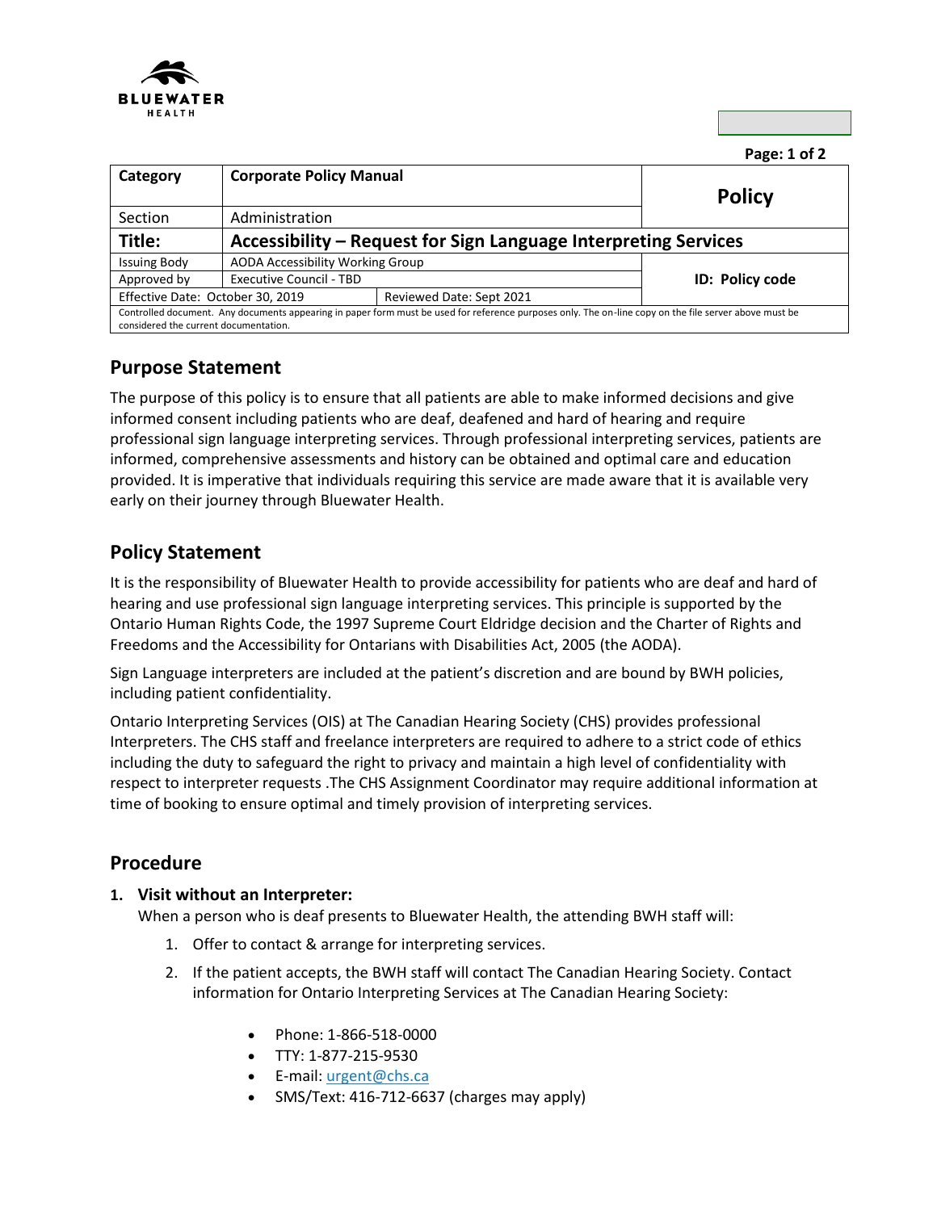| Category | Corporate Policy Manual | Policy |
| --- | --- | --- |
| Section | Administration | |
| **Title:** | **Accessibility – Request for Sign Language Interpreting Services** | |
| Issuing Body | AODA Accessibility Working Group | ID: Policy code |
| Approved by | Executive Council - TBD | |
| Effective Date: October 30, 2019 | Reviewed Date: Sept 2021 | |

Controlled document. Any documents appearing in paper form must be used for reference purposes only. The on-line copy on the file server above must be considered the current documentation.

## Purpose Statement

The purpose of this policy is to ensure that all patients are able to make informed decisions and give informed consent including patients who are deaf, deafened and hard of hearing and require professional sign language interpreting services. Through professional interpreting services, patients are informed, comprehensive assessments and history can be obtained and optimal care and education provided. It is imperative that individuals requiring this service are made aware that it is available very early on their journey through Bluewater Health.

## Policy Statement

It is the responsibility of Bluewater Health to provide accessibility for patients who are deaf and hard of hearing and use professional sign language interpreting services. This principle is supported by the Ontario Human Rights Code, the 1997 Supreme Court Eldridge decision and the Charter of Rights and Freedoms and the Accessibility for Ontarians with Disabilities Act, 2005 (the AODA).

Sign Language interpreters are included at the patient's discretion and are bound by BWH policies, including patient confidentiality.

Ontario Interpreting Services (OIS) at The Canadian Hearing Society (CHS) provides professional Interpreters. The CHS staff and freelance interpreters are required to adhere to a strict code of ethics including the duty to safeguard the right to privacy and maintain a high level of confidentiality with respect to interpreter requests .The CHS Assignment Coordinator may require additional information at time of booking to ensure optimal and timely provision of interpreting services.

## Procedure

**1. Visit without an Interpreter:**

When a person who is deaf presents to Bluewater Health, the attending BWH staff will:

1. Offer to contact & arrange for interpreting services.
2. If the patient accepts, the BWH staff will contact The Canadian Hearing Society. Contact information for Ontario Interpreting Services at The Canadian Hearing Society:
    - Phone: 1-866-518-0000
    - TTY: 1-877-215-9530
    - E-mail: urgent@chs.ca
    - SMS/Text: 416-712-6637 (charges may apply)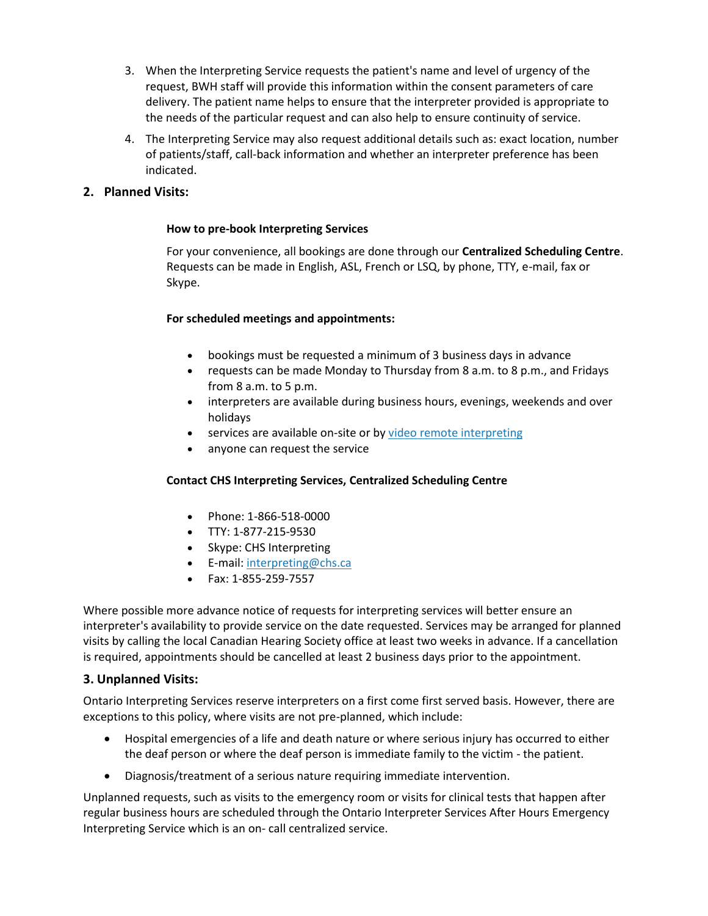3. When the Interpreting Service requests the patient's name and level of urgency of the request, BWH staff will provide this information within the consent parameters of care delivery. The patient name helps to ensure that the interpreter provided is appropriate to the needs of the particular request and can also help to ensure continuity of service.
4. The Interpreting Service may also request additional details such as: exact location, number of patients/staff, call-back information and whether an interpreter preference has been indicated.

## 2. Planned Visits:

**How to pre-book Interpreting Services**

For your convenience, all bookings are done through our **Centralized Scheduling Centre**. Requests can be made in English, ASL, French or LSQ, by phone, TTY, e-mail, fax or Skype.

**For scheduled meetings and appointments:**

- bookings must be requested a minimum of 3 business days in advance
- requests can be made Monday to Thursday from 8 a.m. to 8 p.m., and Fridays from 8 a.m. to 5 p.m.
- interpreters are available during business hours, evenings, weekends and over holidays
- services are available on-site or by video remote interpreting
- anyone can request the service

**Contact CHS Interpreting Services, Centralized Scheduling Centre**

- Phone: 1-866-518-0000
- TTY: 1-877-215-9530
- Skype: CHS Interpreting
- E-mail: interpreting@chs.ca
- Fax: 1-855-259-7557

Where possible more advance notice of requests for interpreting services will better ensure an interpreter's availability to provide service on the date requested. Services may be arranged for planned visits by calling the local Canadian Hearing Society office at least two weeks in advance. If a cancellation is required, appointments should be cancelled at least 2 business days prior to the appointment.

## 3. Unplanned Visits:

Ontario Interpreting Services reserve interpreters on a first come first served basis. However, there are exceptions to this policy, where visits are not pre-planned, which include:

- Hospital emergencies of a life and death nature or where serious injury has occurred to either the deaf person or where the deaf person is immediate family to the victim - the patient.
- Diagnosis/treatment of a serious nature requiring immediate intervention.

Unplanned requests, such as visits to the emergency room or visits for clinical tests that happen after regular business hours are scheduled through the Ontario Interpreter Services After Hours Emergency Interpreting Service which is an on- call centralized service.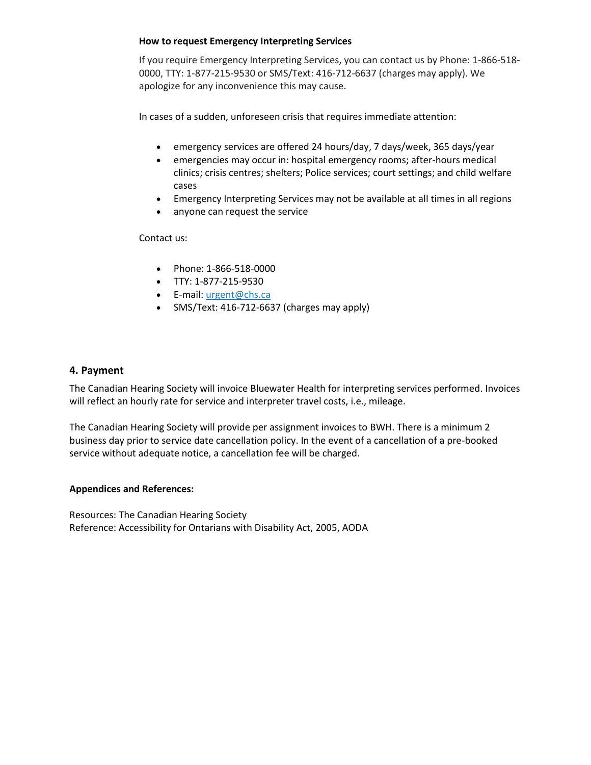**How to request Emergency Interpreting Services**

If you require Emergency Interpreting Services, you can contact us by Phone: 1-866-518-0000, TTY: 1-877-215-9530 or SMS/Text: 416-712-6637 (charges may apply). We apologize for any inconvenience this may cause.

In cases of a sudden, unforeseen crisis that requires immediate attention:

- emergency services are offered 24 hours/day, 7 days/week, 365 days/year
- emergencies may occur in: hospital emergency rooms; after-hours medical clinics; crisis centres; shelters; Police services; court settings; and child welfare cases
- Emergency Interpreting Services may not be available at all times in all regions
- anyone can request the service

Contact us:

- Phone: 1-866-518-0000
- TTY: 1-877-215-9530
- E-mail: urgent@chs.ca
- SMS/Text: 416-712-6637 (charges may apply)

## 4. Payment

The Canadian Hearing Society will invoice Bluewater Health for interpreting services performed. Invoices will reflect an hourly rate for service and interpreter travel costs, i.e., mileage.

The Canadian Hearing Society will provide per assignment invoices to BWH. There is a minimum 2 business day prior to service date cancellation policy. In the event of a cancellation of a pre-booked service without adequate notice, a cancellation fee will be charged.

**Appendices and References:**

Resources: The Canadian Hearing Society
Reference: Accessibility for Ontarians with Disability Act, 2005, AODA